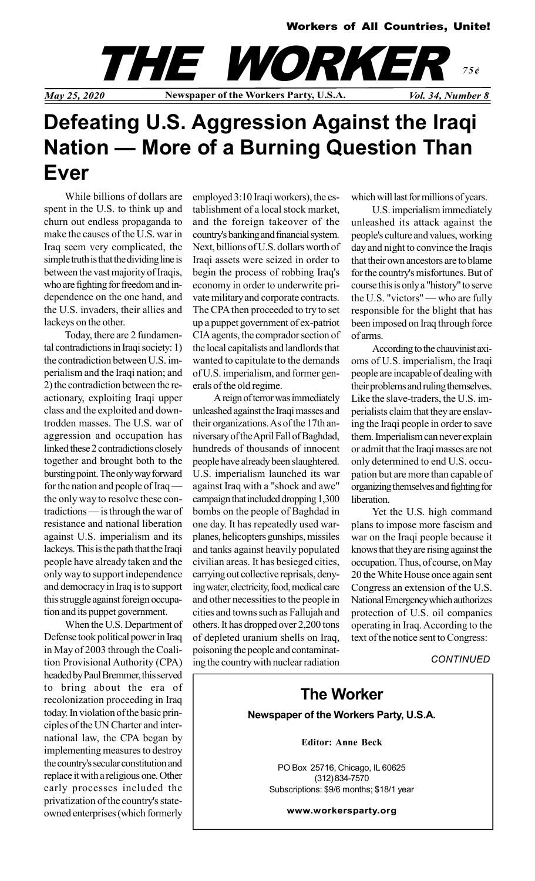**Workers of All Countries, Unite!**

# THE WORKER

*75¢*

*May 25, 2020* **Newspaper of the Workers Party, U.S.A.** *Vol. 34, Number 8*

## Defeating U.S. Aggression Against the Iraqi Nation — More of a Burning Question Than Ever

While billions of dollars are spent in the U.S. to think up and churn out endless propaganda to make the causes of the U.S. war in Iraq seem very complicated, the simple truth is that the dividing line is between the vast majority of Iraqis, who are fighting for freedom and independence on the one hand, and the U.S. invaders, their allies and lackeys on the other.

Today, there are 2 fundamental contradictions in Iraqi society: 1) the contradiction between U.S. imperialism and the Iraqi nation; and 2) the contradiction between the reactionary, exploiting Iraqi upper class and the exploited and downtrodden masses. The U.S. war of aggression and occupation has linked these 2 contradictions closely together and brought both to the bursting point. The only way forward for the nation and people of Iraq — the only way to resolve these contradictions — is through the war of resistance and national liberation against U.S. imperialism and its lackeys. This is the path that the Iraqi people have already taken and the only way to support independence and democracy in Iraq is to support this struggle against foreign occupation and its puppet government.

When the U.S. Department of Defense took political power in Iraq in May of 2003 through the Coalition Provisional Authority (CPA) headed by Paul Bremmer, this served to bring about the era of recolonization proceeding in Iraq today. In violation of the basic principles of the UN Charter and international law, the CPA began by implementing measures to destroy the country's secular constitution and replace it with a religious one. Other early processes included the privatization of the country's state-owned enterprises (which formerly employed 3:10 Iraqi workers), the establishment of a local stock market, and the foreign takeover of the country's banking and financial system. Next, billions of U.S. dollars worth of Iraqi assets were seized in order to begin the process of robbing Iraq's economy in order to underwrite private military and corporate contracts. The CPA then proceeded to try to set up a puppet government of ex-patriot CIA agents, the comprador section of the local capitalists and landlords that wanted to capitulate to the demands of U.S. imperialism, and former generals of the old regime.

A reign of terror was immediately unleashed against the Iraqi masses and their organizations. As of the 17th anniversary of the April Fall of Baghdad, hundreds of thousands of innocent people have already been slaughtered. U.S. imperialism launched its war against Iraq with a "shock and awe" campaign that included dropping 1,300 bombs on the people of Baghdad in one day. It has repeatedly used warplanes, helicopters gunships, missiles and tanks against heavily populated civilian areas. It has besieged cities, carrying out collective reprisals, denying water, electricity, food, medical care and other necessities to the people in cities and towns such as Fallujah and others. It has dropped over 2,200 tons of depleted uranium shells on Iraq, poisoning the people and contaminating the country with nuclear radiation which will last for millions of years.

U.S. imperialism immediately unleashed its attack against the people's culture and values, working day and night to convince the Iraqis that their own ancestors are to blame for the country's misfortunes. But of course this is only a "history" to serve the U.S. "victors" — who are fully responsible for the blight that has been imposed on Iraq through force of arms.

According to the chauvinist axioms of U.S. imperialism, the Iraqi people are incapable of dealing with their problems and ruling themselves. Like the slave-traders, the U.S. imperialists claim that they are enslaving the Iraqi people in order to save them. Imperialism can never explain or admit that the Iraqi masses are not only determined to end U.S. occupation but are more than capable of organizing themselves and fighting for liberation.

Yet the U.S. high command plans to impose more fascism and war on the Iraqi people because it knows that they are rising against the occupation. Thus, of course, on May 20 the White House once again sent Congress an extension of the U.S. National Emergency which authorizes protection of U.S. oil companies operating in Iraq. According to the text of the notice sent to Congress:

*CONTINUED*

---

**The Worker**

**Newspaper of the Workers Party, U.S.A.**

**Editor: Anne Beck**

PO Box 25716, Chicago, IL 60625
(312) 834-7570
Subscriptions: $9/6 months; $18/1 year

**www.workersparty.org**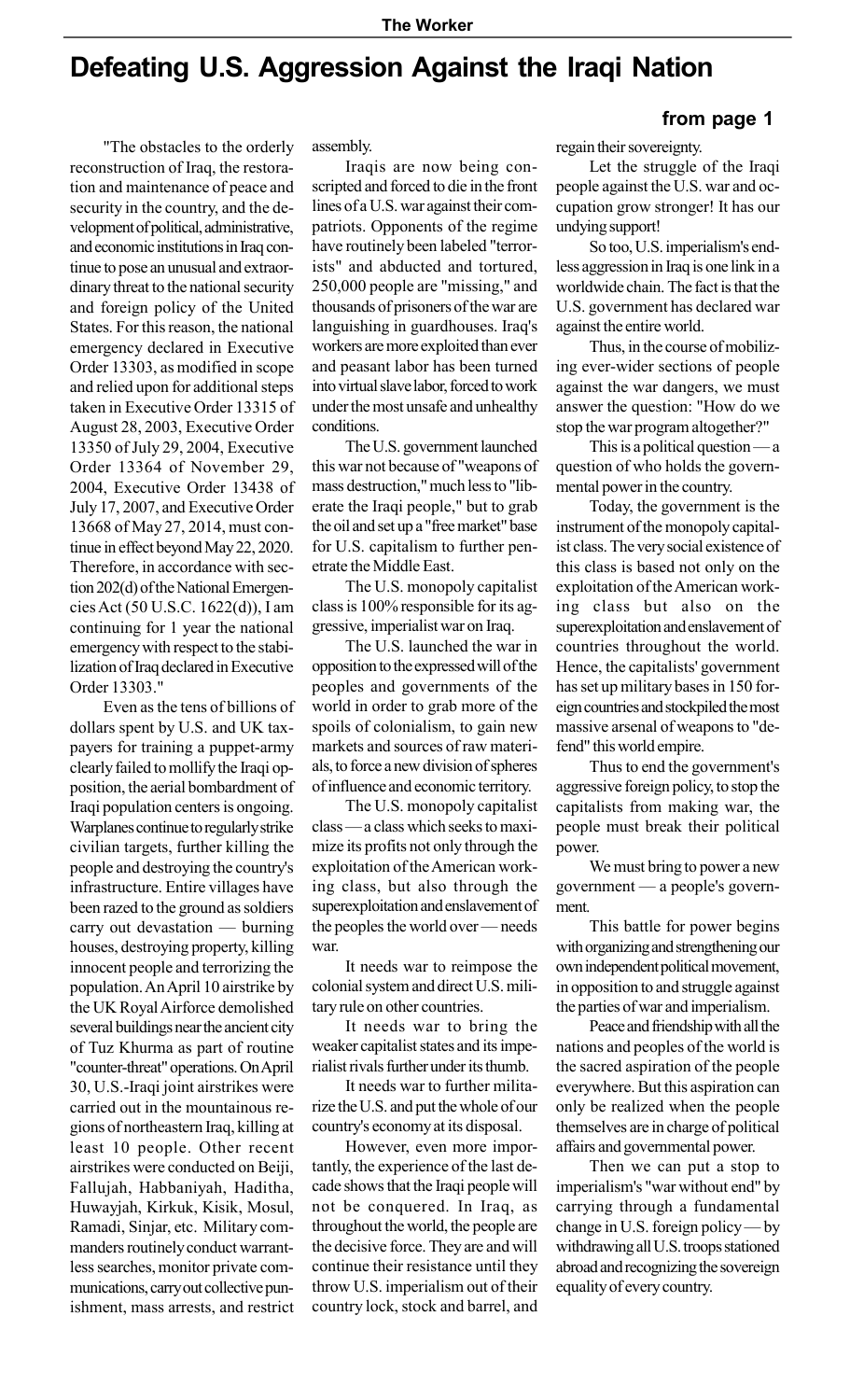# Defeating U.S. Aggression Against the Iraqi Nation

**from page 1**

"The obstacles to the orderly reconstruction of Iraq, the restoration and maintenance of peace and security in the country, and the development of political, administrative, and economic institutions in Iraq continue to pose an unusual and extraordinary threat to the national security and foreign policy of the United States. For this reason, the national emergency declared in Executive Order 13303, as modified in scope and relied upon for additional steps taken in Executive Order 13315 of August 28, 2003, Executive Order 13350 of July 29, 2004, Executive Order 13364 of November 29, 2004, Executive Order 13438 of July 17, 2007, and Executive Order 13668 of May 27, 2014, must continue in effect beyond May 22, 2020. Therefore, in accordance with section 202(d) of the National Emergencies Act (50 U.S.C. 1622(d)), I am continuing for 1 year the national emergency with respect to the stabilization of Iraq declared in Executive Order 13303."

Even as the tens of billions of dollars spent by U.S. and UK taxpayers for training a puppet-army clearly failed to mollify the Iraqi opposition, the aerial bombardment of Iraqi population centers is ongoing. Warplanes continue to regularly strike civilian targets, further killing the people and destroying the country's infrastructure. Entire villages have been razed to the ground as soldiers carry out devastation — burning houses, destroying property, killing innocent people and terrorizing the population. An April 10 airstrike by the UK Royal Airforce demolished several buildings near the ancient city of Tuz Khurma as part of routine "counter-threat" operations. On April 30, U.S.-Iraqi joint airstrikes were carried out in the mountainous regions of northeastern Iraq, killing at least 10 people. Other recent airstrikes were conducted on Beiji, Fallujah, Habbaniyah, Haditha, Huwayjah, Kirkuk, Kisik, Mosul, Ramadi, Sinjar, etc. Military commanders routinely conduct warrantless searches, monitor private communications, carry out collective punishment, mass arrests, and restrict assembly.

Iraqis are now being conscripted and forced to die in the front lines of a U.S. war against their compatriots. Opponents of the regime have routinely been labeled "terrorists" and abducted and tortured, 250,000 people are "missing," and thousands of prisoners of the war are languishing in guardhouses. Iraq's workers are more exploited than ever and peasant labor has been turned into virtual slave labor, forced to work under the most unsafe and unhealthy conditions.

The U.S. government launched this war not because of "weapons of mass destruction," much less to "liberate the Iraqi people," but to grab the oil and set up a "free market" base for U.S. capitalism to further penetrate the Middle East.

The U.S. monopoly capitalist class is 100% responsible for its aggressive, imperialist war on Iraq.

The U.S. launched the war in opposition to the expressed will of the peoples and governments of the world in order to grab more of the spoils of colonialism, to gain new markets and sources of raw materials, to force a new division of spheres of influence and economic territory.

The U.S. monopoly capitalist class — a class which seeks to maximize its profits not only through the exploitation of the American working class, but also through the superexploitation and enslavement of the peoples the world over — needs war.

It needs war to reimpose the colonial system and direct U.S. military rule on other countries.

It needs war to bring the weaker capitalist states and its imperialist rivals further under its thumb.

It needs war to further militarize the U.S. and put the whole of our country's economy at its disposal.

However, even more importantly, the experience of the last decade shows that the Iraqi people will not be conquered. In Iraq, as throughout the world, the people are the decisive force. They are and will continue their resistance until they throw U.S. imperialism out of their country lock, stock and barrel, and regain their sovereignty.

Let the struggle of the Iraqi people against the U.S. war and occupation grow stronger! It has our undying support!

So too, U.S. imperialism's endless aggression in Iraq is one link in a worldwide chain. The fact is that the U.S. government has declared war against the entire world.

Thus, in the course of mobilizing ever-wider sections of people against the war dangers, we must answer the question: "How do we stop the war program altogether?"

This is a political question — a question of who holds the governmental power in the country.

Today, the government is the instrument of the monopoly capitalist class. The very social existence of this class is based not only on the exploitation of the American working class but also on the superexploitation and enslavement of countries throughout the world. Hence, the capitalists' government has set up military bases in 150 foreign countries and stockpiled the most massive arsenal of weapons to "defend" this world empire.

Thus to end the government's aggressive foreign policy, to stop the capitalists from making war, the people must break their political power.

We must bring to power a new government — a people's government.

This battle for power begins with organizing and strengthening our own independent political movement, in opposition to and struggle against the parties of war and imperialism.

Peace and friendship with all the nations and peoples of the world is the sacred aspiration of the people everywhere. But this aspiration can only be realized when the people themselves are in charge of political affairs and governmental power.

Then we can put a stop to imperialism's "war without end" by carrying through a fundamental change in U.S. foreign policy — by withdrawing all U.S. troops stationed abroad and recognizing the sovereign equality of every country.